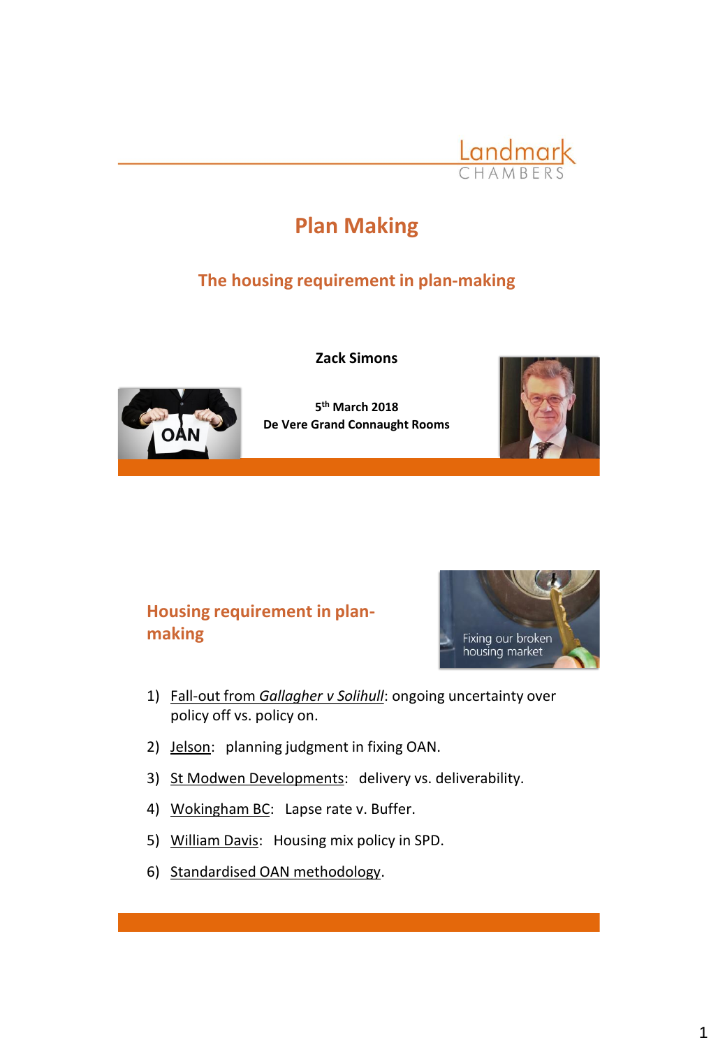Landmark CHAMBERS

# Plan Making

## The housing requirement in plan-making

**Zack Simons**

**5th March 2018**
**De Vere Grand Connaught Rooms**

## Housing requirement in plan-making

1) Fall-out from *Gallagher v Solihull*: ongoing uncertainty over policy off vs. policy on.
2) Jelson: planning judgment in fixing OAN.
3) St Modwen Developments: delivery vs. deliverability.
4) Wokingham BC: Lapse rate v. Buffer.
5) William Davis: Housing mix policy in SPD.
6) Standardised OAN methodology.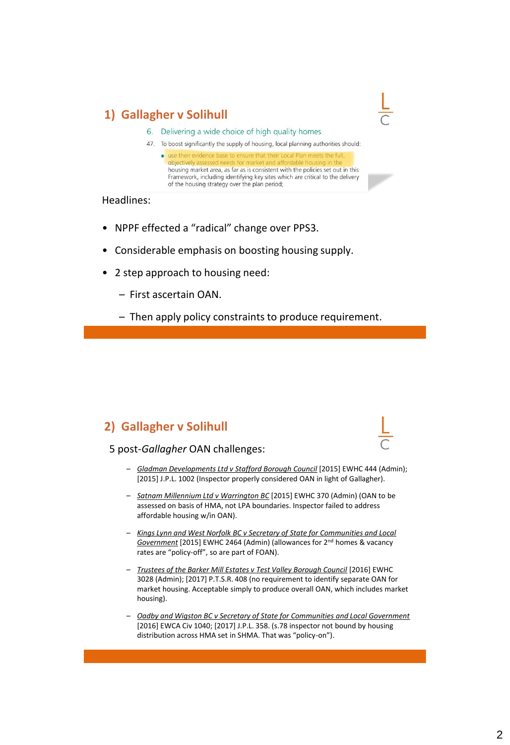## 1) Gallagher v Solihull

6. Delivering a wide choice of high quality homes

47. To boost significantly the supply of housing, local planning authorities should:

- use their evidence base to ensure that their Local Plan meets the full, objectively assessed needs for market and affordable housing in the housing market area, as far as is consistent with the policies set out in this Framework, including identifying key sites which are critical to the delivery of the housing strategy over the plan period;

Headlines:

- NPPF effected a "radical" change over PPS3.
- Considerable emphasis on boosting housing supply.
- 2 step approach to housing need:
  - First ascertain OAN.
  - Then apply policy constraints to produce requirement.

## 2) Gallagher v Solihull

5 post-*Gallagher* OAN challenges:

- *Gladman Developments Ltd v Stafford Borough Council* [2015] EWHC 444 (Admin); [2015] J.P.L. 1002 (Inspector properly considered OAN in light of Gallagher).
- *Satnam Millennium Ltd v Warrington BC* [2015] EWHC 370 (Admin) (OAN to be assessed on basis of HMA, not LPA boundaries. Inspector failed to address affordable housing w/in OAN).
- *Kings Lynn and West Norfolk BC v Secretary of State for Communities and Local Government* [2015] EWHC 2464 (Admin) (allowances for 2nd homes & vacancy rates are "policy-off", so are part of FOAN).
- *Trustees of the Barker Mill Estates v Test Valley Borough Council* [2016] EWHC 3028 (Admin); [2017] P.T.S.R. 408 (no requirement to identify separate OAN for market housing. Acceptable simply to produce overall OAN, which includes market housing).
- *Oadby and Wigston BC v Secretary of State for Communities and Local Government* [2016] EWCA Civ 1040; [2017] J.P.L. 358. (s.78 inspector not bound by housing distribution across HMA set in SHMA. That was "policy-on").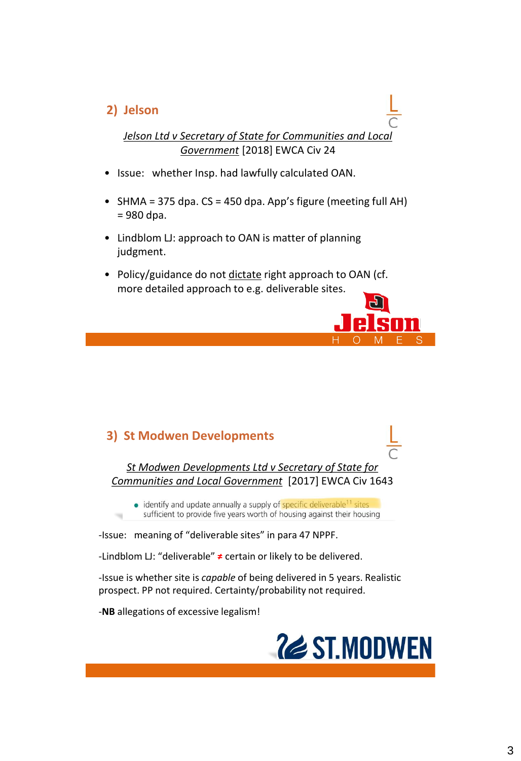## 2) Jelson

*Jelson Ltd v Secretary of State for Communities and Local Government* [2018] EWCA Civ 24

- Issue: whether Insp. had lawfully calculated OAN.
- SHMA = 375 dpa. CS = 450 dpa. App's figure (meeting full AH) = 980 dpa.
- Lindblom LJ: approach to OAN is matter of planning judgment.
- Policy/guidance do not dictate right approach to OAN (cf. more detailed approach to e.g. deliverable sites.

## 3) St Modwen Developments

*St Modwen Developments Ltd v Secretary of State for Communities and Local Government* [2017] EWCA Civ 1643

- identify and update annually a supply of specific deliverable[11] sites sufficient to provide five years worth of housing against their housing

-Issue: meaning of "deliverable sites" in para 47 NPPF.

-Lindblom LJ: "deliverable" ≠ certain or likely to be delivered.

-Issue is whether site is *capable* of being delivered in 5 years. Realistic prospect. PP not required. Certainty/probability not required.

-**NB** allegations of excessive legalism!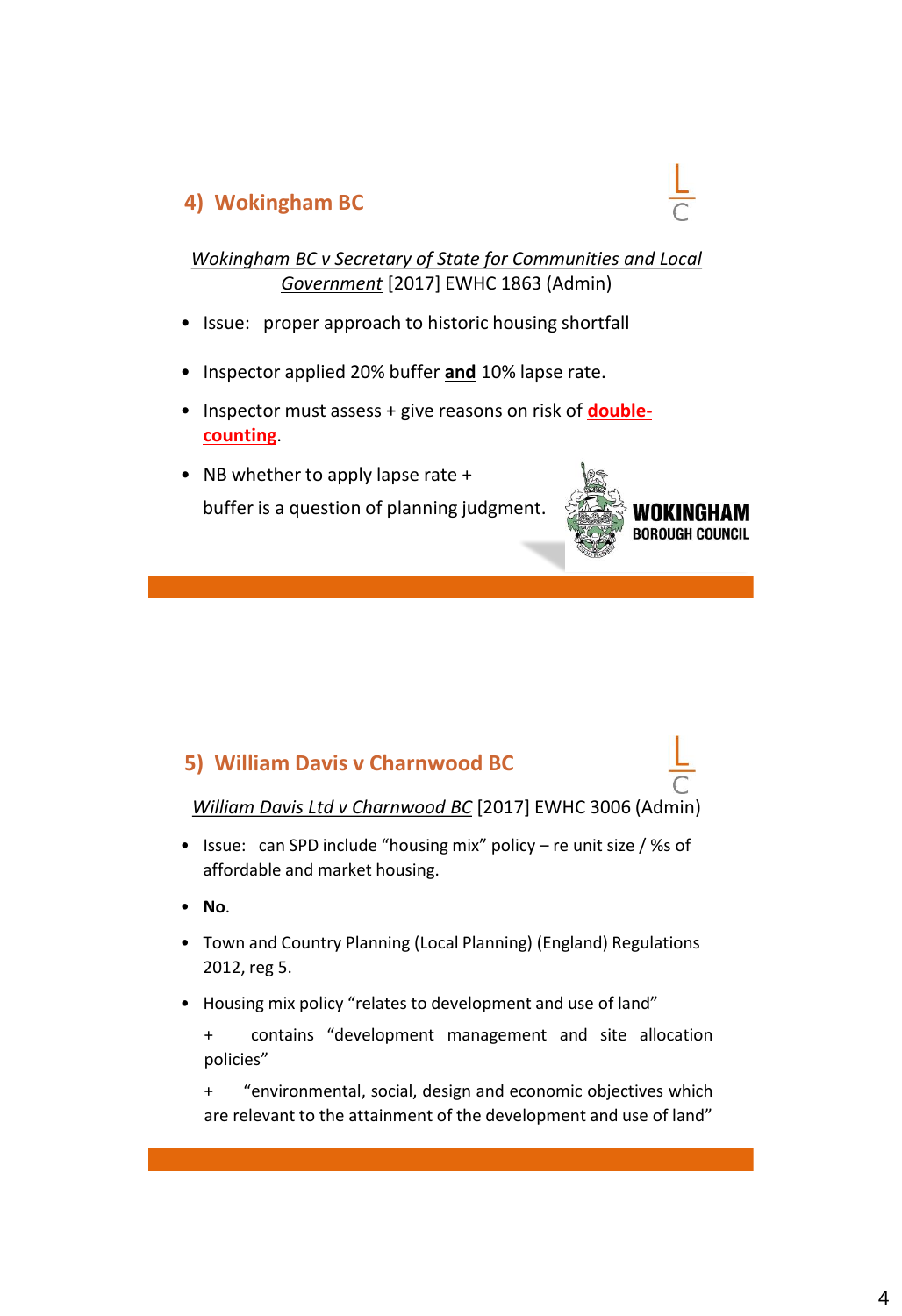## 4) Wokingham BC

*Wokingham BC v Secretary of State for Communities and Local Government* [2017] EWHC 1863 (Admin)

- Issue: proper approach to historic housing shortfall
- Inspector applied 20% buffer **and** 10% lapse rate.
- Inspector must assess + give reasons on risk of **double-counting**.
- NB whether to apply lapse rate + buffer is a question of planning judgment.

WOKINGHAM BOROUGH COUNCIL

## 5) William Davis v Charnwood BC

*William Davis Ltd v Charnwood BC* [2017] EWHC 3006 (Admin)

- Issue: can SPD include "housing mix" policy – re unit size / %s of affordable and market housing.
- **No**.
- Town and Country Planning (Local Planning) (England) Regulations 2012, reg 5.
- Housing mix policy "relates to development and use of land"

  \+ contains "development management and site allocation policies"

  \+ "environmental, social, design and economic objectives which are relevant to the attainment of the development and use of land"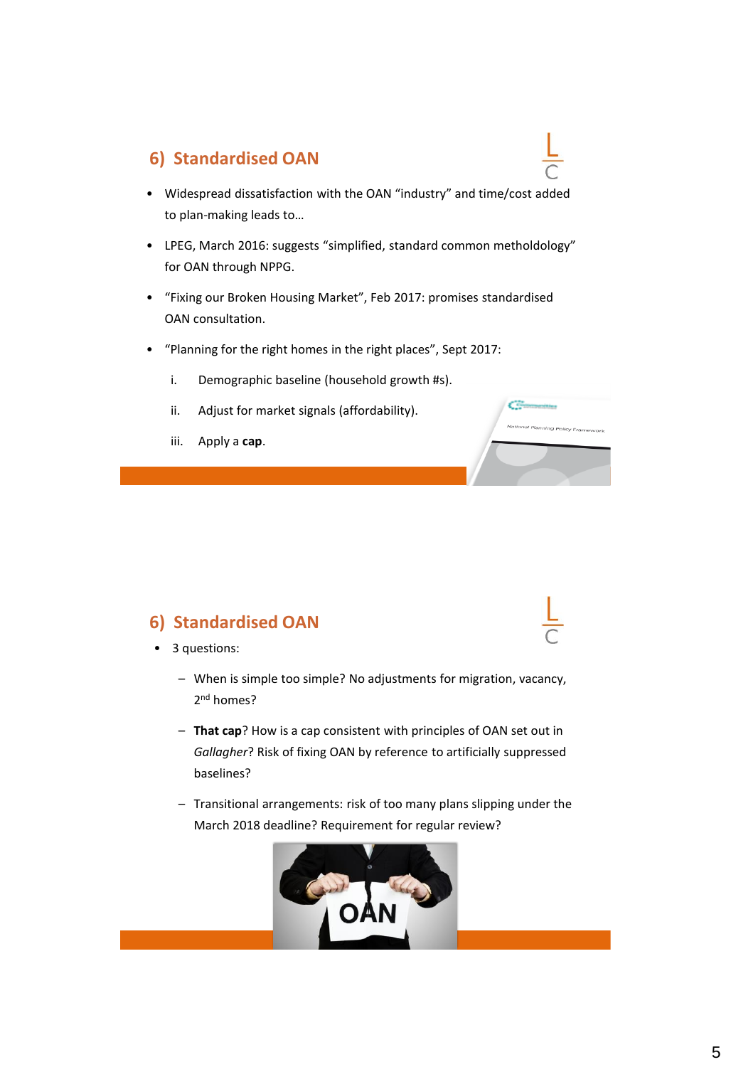## 6) Standardised OAN

- Widespread dissatisfaction with the OAN "industry" and time/cost added to plan-making leads to…
- LPEG, March 2016: suggests "simplified, standard common metholdology" for OAN through NPPG.
- "Fixing our Broken Housing Market", Feb 2017: promises standardised OAN consultation.
- "Planning for the right homes in the right places", Sept 2017:
  - i. Demographic baseline (household growth #s).
  - ii. Adjust for market signals (affordability).
  - iii. Apply a **cap**.

## 6) Standardised OAN

- 3 questions:
  - When is simple too simple? No adjustments for migration, vacancy, 2nd homes?
  - **That cap**? How is a cap consistent with principles of OAN set out in *Gallagher*? Risk of fixing OAN by reference to artificially suppressed baselines?
  - Transitional arrangements: risk of too many plans slipping under the March 2018 deadline? Requirement for regular review?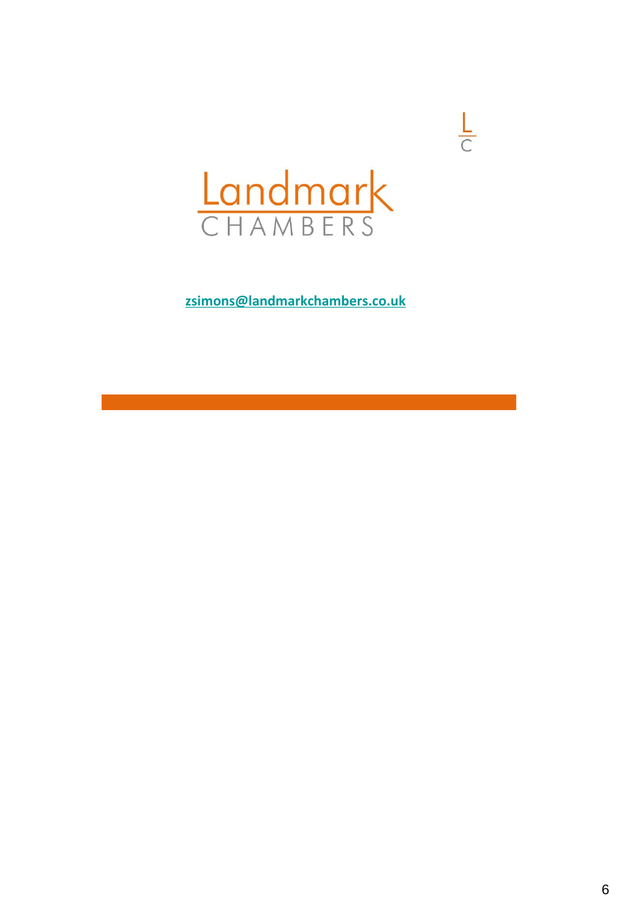Landmark

CHAMBERS

zsimons@landmarkchambers.co.uk